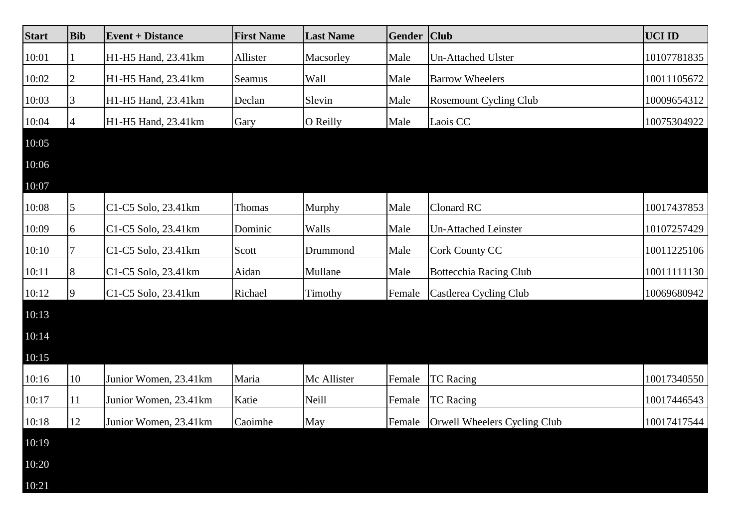| Start | Bib | Event + Distance | First Name | Last Name | Gender | Club | UCI ID |
|---|---|---|---|---|---|---|---|
| 10:01 | 1 | H1-H5 Hand, 23.41km | Allister | Macsorley | Male | Un-Attached Ulster | 10107781835 |
| 10:02 | 2 | H1-H5 Hand, 23.41km | Seamus | Wall | Male | Barrow Wheelers | 10011105672 |
| 10:03 | 3 | H1-H5 Hand, 23.41km | Declan | Slevin | Male | Rosemount Cycling Club | 10009654312 |
| 10:04 | 4 | H1-H5 Hand, 23.41km | Gary | O Reilly | Male | Laois CC | 10075304922 |
| 10:05 | | | | | | | |
| 10:06 | | | | | | | |
| 10:07 | | | | | | | |
| 10:08 | 5 | C1-C5 Solo, 23.41km | Thomas | Murphy | Male | Clonard RC | 10017437853 |
| 10:09 | 6 | C1-C5 Solo, 23.41km | Dominic | Walls | Male | Un-Attached Leinster | 10107257429 |
| 10:10 | 7 | C1-C5 Solo, 23.41km | Scott | Drummond | Male | Cork County CC | 10011225106 |
| 10:11 | 8 | C1-C5 Solo, 23.41km | Aidan | Mullane | Male | Bottecchia Racing Club | 10011111130 |
| 10:12 | 9 | C1-C5 Solo, 23.41km | Richael | Timothy | Female | Castlerea Cycling Club | 10069680942 |
| 10:13 | | | | | | | |
| 10:14 | | | | | | | |
| 10:15 | | | | | | | |
| 10:16 | 10 | Junior Women, 23.41km | Maria | Mc Allister | Female | TC Racing | 10017340550 |
| 10:17 | 11 | Junior Women, 23.41km | Katie | Neill | Female | TC Racing | 10017446543 |
| 10:18 | 12 | Junior Women, 23.41km | Caoimhe | May | Female | Orwell Wheelers Cycling Club | 10017417544 |
| 10:19 | | | | | | | |
| 10:20 | | | | | | | |
| 10:21 | | | | | | | |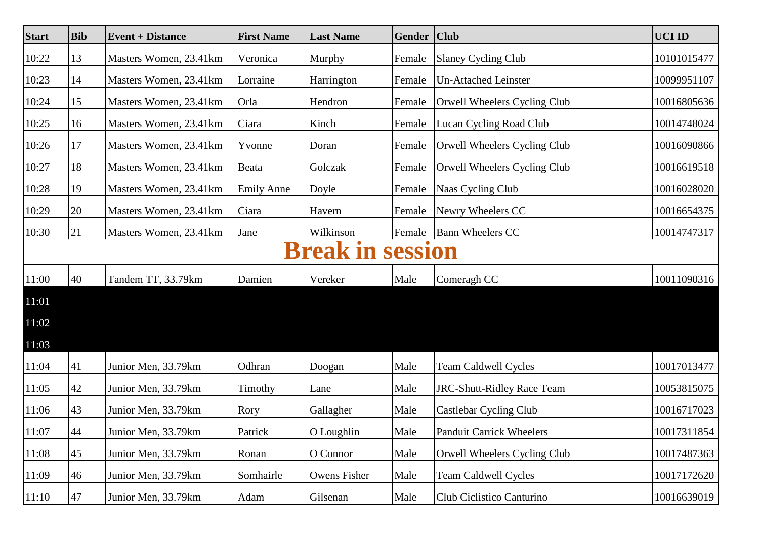| Start | Bib | Event + Distance | First Name | Last Name | Gender | Club | UCI ID |
|---|---|---|---|---|---|---|---|
| 10:22 | 13 | Masters Women, 23.41km | Veronica | Murphy | Female | Slaney Cycling Club | 10101015477 |
| 10:23 | 14 | Masters Women, 23.41km | Lorraine | Harrington | Female | Un-Attached Leinster | 10099951107 |
| 10:24 | 15 | Masters Women, 23.41km | Orla | Hendron | Female | Orwell Wheelers Cycling Club | 10016805636 |
| 10:25 | 16 | Masters Women, 23.41km | Ciara | Kinch | Female | Lucan Cycling Road Club | 10014748024 |
| 10:26 | 17 | Masters Women, 23.41km | Yvonne | Doran | Female | Orwell Wheelers Cycling Club | 10016090866 |
| 10:27 | 18 | Masters Women, 23.41km | Beata | Golczak | Female | Orwell Wheelers Cycling Club | 10016619518 |
| 10:28 | 19 | Masters Women, 23.41km | Emily Anne | Doyle | Female | Naas Cycling Club | 10016028020 |
| 10:29 | 20 | Masters Women, 23.41km | Ciara | Havern | Female | Newry Wheelers CC | 10016654375 |
| 10:30 | 21 | Masters Women, 23.41km | Jane | Wilkinson | Female | Bann Wheelers CC | 10014747317 |
| **Break in session** | | | | | | | |
| 11:00 | 40 | Tandem TT, 33.79km | Damien | Vereker | Male | Comeragh CC | 10011090316 |
| 11:01 | | | | | | | |
| 11:02 | | | | | | | |
| 11:03 | | | | | | | |
| 11:04 | 41 | Junior Men, 33.79km | Odhran | Doogan | Male | Team Caldwell Cycles | 10017013477 |
| 11:05 | 42 | Junior Men, 33.79km | Timothy | Lane | Male | JRC-Shutt-Ridley Race Team | 10053815075 |
| 11:06 | 43 | Junior Men, 33.79km | Rory | Gallagher | Male | Castlebar Cycling Club | 10016717023 |
| 11:07 | 44 | Junior Men, 33.79km | Patrick | O Loughlin | Male | Panduit Carrick Wheelers | 10017311854 |
| 11:08 | 45 | Junior Men, 33.79km | Ronan | O Connor | Male | Orwell Wheelers Cycling Club | 10017487363 |
| 11:09 | 46 | Junior Men, 33.79km | Somhairle | Owens Fisher | Male | Team Caldwell Cycles | 10017172620 |
| 11:10 | 47 | Junior Men, 33.79km | Adam | Gilsenan | Male | Club Ciclistico Canturino | 10016639019 |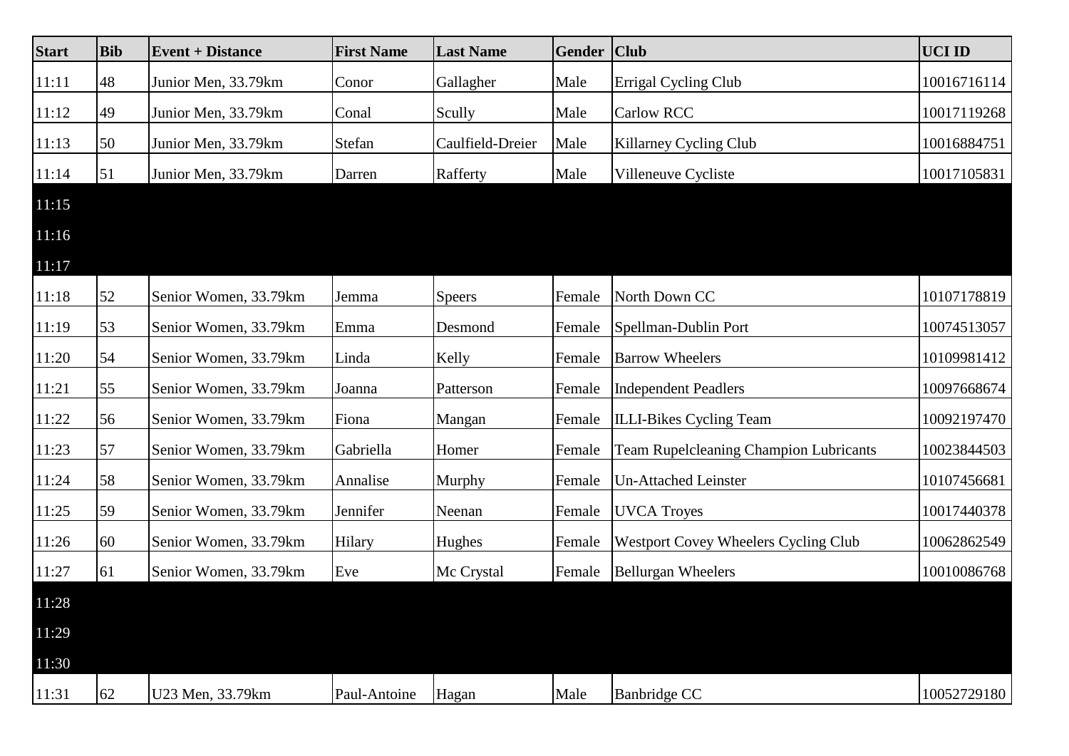| Start | Bib | Event + Distance | First Name | Last Name | Gender | Club | UCI ID |
|---|---|---|---|---|---|---|---|
| 11:11 | 48 | Junior Men, 33.79km | Conor | Gallagher | Male | Errigal Cycling Club | 10016716114 |
| 11:12 | 49 | Junior Men, 33.79km | Conal | Scully | Male | Carlow RCC | 10017119268 |
| 11:13 | 50 | Junior Men, 33.79km | Stefan | Caulfield-Dreier | Male | Killarney Cycling Club | 10016884751 |
| 11:14 | 51 | Junior Men, 33.79km | Darren | Rafferty | Male | Villeneuve Cycliste | 10017105831 |
| 11:15 | | | | | | | |
| 11:16 | | | | | | | |
| 11:17 | | | | | | | |
| 11:18 | 52 | Senior Women, 33.79km | Jemma | Speers | Female | North Down CC | 10107178819 |
| 11:19 | 53 | Senior Women, 33.79km | Emma | Desmond | Female | Spellman-Dublin Port | 10074513057 |
| 11:20 | 54 | Senior Women, 33.79km | Linda | Kelly | Female | Barrow Wheelers | 10109981412 |
| 11:21 | 55 | Senior Women, 33.79km | Joanna | Patterson | Female | Independent Peadlers | 10097668674 |
| 11:22 | 56 | Senior Women, 33.79km | Fiona | Mangan | Female | ILLI-Bikes Cycling Team | 10092197470 |
| 11:23 | 57 | Senior Women, 33.79km | Gabriella | Homer | Female | Team Rupelcleaning Champion Lubricants | 10023844503 |
| 11:24 | 58 | Senior Women, 33.79km | Annalise | Murphy | Female | Un-Attached Leinster | 10107456681 |
| 11:25 | 59 | Senior Women, 33.79km | Jennifer | Neenan | Female | UVCA Troyes | 10017440378 |
| 11:26 | 60 | Senior Women, 33.79km | Hilary | Hughes | Female | Westport Covey Wheelers Cycling Club | 10062862549 |
| 11:27 | 61 | Senior Women, 33.79km | Eve | Mc Crystal | Female | Bellurgan Wheelers | 10010086768 |
| 11:28 | | | | | | | |
| 11:29 | | | | | | | |
| 11:30 | | | | | | | |
| 11:31 | 62 | U23 Men, 33.79km | Paul-Antoine | Hagan | Male | Banbridge CC | 10052729180 |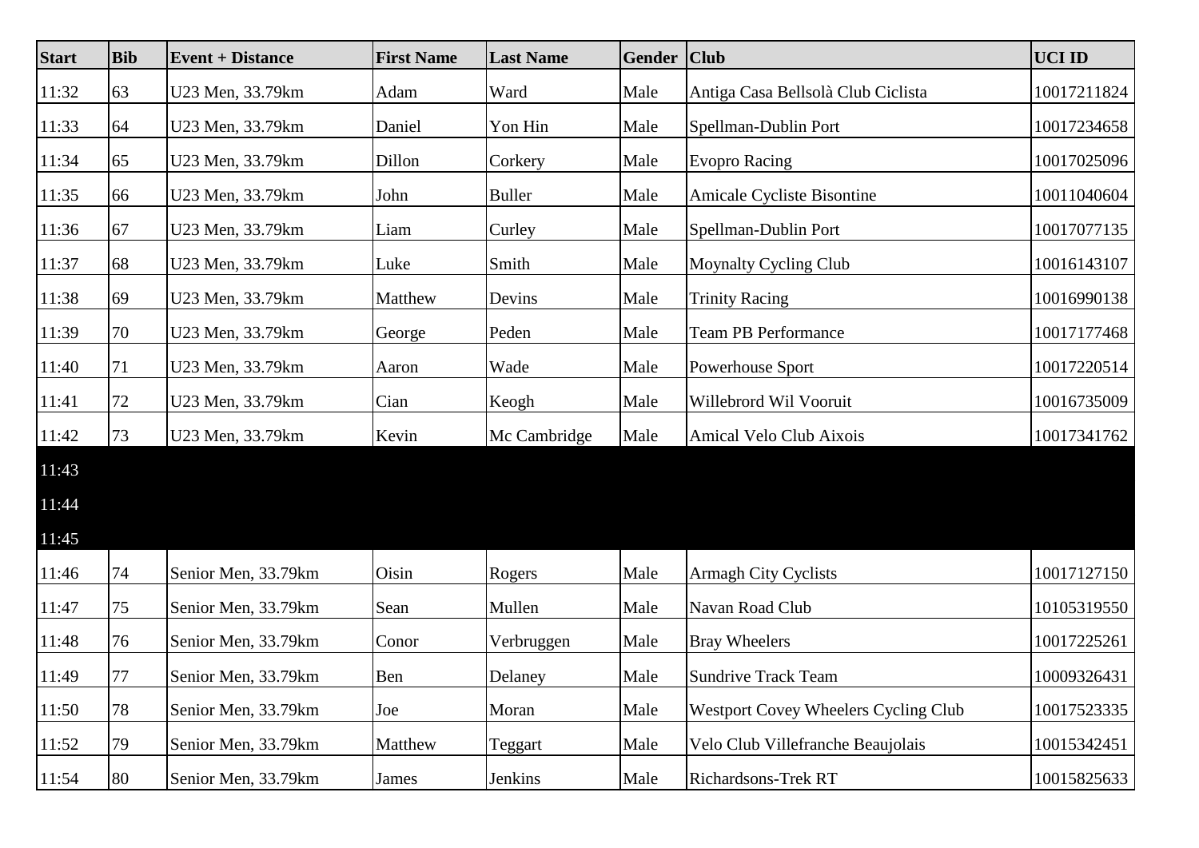| Start | Bib | Event + Distance | First Name | Last Name | Gender | Club | UCI ID |
|---|---|---|---|---|---|---|---|
| 11:32 | 63 | U23 Men, 33.79km | Adam | Ward | Male | Antiga Casa Bellsolà Club Ciclista | 10017211824 |
| 11:33 | 64 | U23 Men, 33.79km | Daniel | Yon Hin | Male | Spellman-Dublin Port | 10017234658 |
| 11:34 | 65 | U23 Men, 33.79km | Dillon | Corkery | Male | Evopro Racing | 10017025096 |
| 11:35 | 66 | U23 Men, 33.79km | John | Buller | Male | Amicale Cycliste Bisontine | 10011040604 |
| 11:36 | 67 | U23 Men, 33.79km | Liam | Curley | Male | Spellman-Dublin Port | 10017077135 |
| 11:37 | 68 | U23 Men, 33.79km | Luke | Smith | Male | Moynalty Cycling Club | 10016143107 |
| 11:38 | 69 | U23 Men, 33.79km | Matthew | Devins | Male | Trinity Racing | 10016990138 |
| 11:39 | 70 | U23 Men, 33.79km | George | Peden | Male | Team PB Performance | 10017177468 |
| 11:40 | 71 | U23 Men, 33.79km | Aaron | Wade | Male | Powerhouse Sport | 10017220514 |
| 11:41 | 72 | U23 Men, 33.79km | Cian | Keogh | Male | Willebrord Wil Vooruit | 10016735009 |
| 11:42 | 73 | U23 Men, 33.79km | Kevin | Mc Cambridge | Male | Amical Velo Club Aixois | 10017341762 |
| 11:43 | | | | | | | |
| 11:44 | | | | | | | |
| 11:45 | | | | | | | |
| 11:46 | 74 | Senior Men, 33.79km | Oisin | Rogers | Male | Armagh City Cyclists | 10017127150 |
| 11:47 | 75 | Senior Men, 33.79km | Sean | Mullen | Male | Navan Road Club | 10105319550 |
| 11:48 | 76 | Senior Men, 33.79km | Conor | Verbruggen | Male | Bray Wheelers | 10017225261 |
| 11:49 | 77 | Senior Men, 33.79km | Ben | Delaney | Male | Sundrive Track Team | 10009326431 |
| 11:50 | 78 | Senior Men, 33.79km | Joe | Moran | Male | Westport Covey Wheelers Cycling Club | 10017523335 |
| 11:52 | 79 | Senior Men, 33.79km | Matthew | Teggart | Male | Velo Club Villefranche Beaujolais | 10015342451 |
| 11:54 | 80 | Senior Men, 33.79km | James | Jenkins | Male | Richardsons-Trek RT | 10015825633 |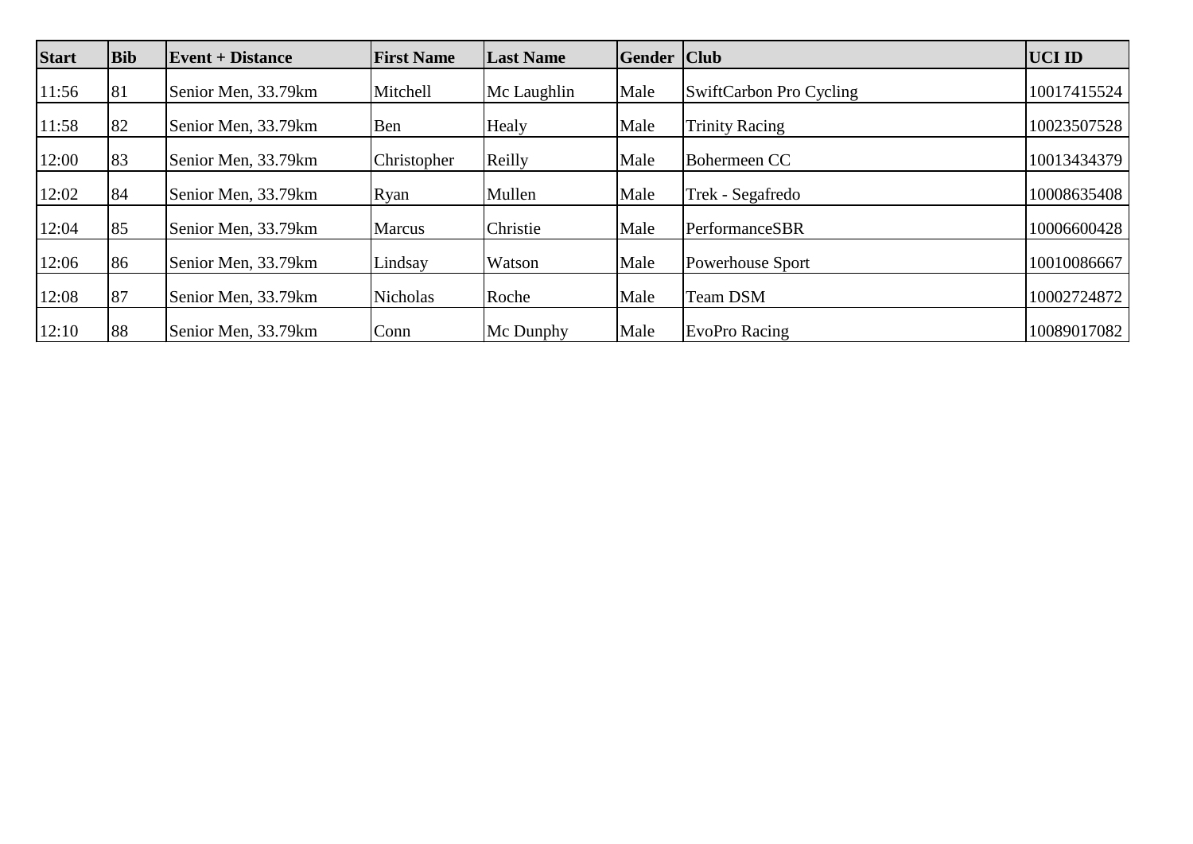| Start | Bib | Event + Distance | First Name | Last Name | Gender | Club | UCI ID |
|---|---|---|---|---|---|---|---|
| 11:56 | 81 | Senior Men, 33.79km | Mitchell | Mc Laughlin | Male | SwiftCarbon Pro Cycling | 10017415524 |
| 11:58 | 82 | Senior Men, 33.79km | Ben | Healy | Male | Trinity Racing | 10023507528 |
| 12:00 | 83 | Senior Men, 33.79km | Christopher | Reilly | Male | Bohermeen CC | 10013434379 |
| 12:02 | 84 | Senior Men, 33.79km | Ryan | Mullen | Male | Trek - Segafredo | 10008635408 |
| 12:04 | 85 | Senior Men, 33.79km | Marcus | Christie | Male | PerformanceSBR | 10006600428 |
| 12:06 | 86 | Senior Men, 33.79km | Lindsay | Watson | Male | Powerhouse Sport | 10010086667 |
| 12:08 | 87 | Senior Men, 33.79km | Nicholas | Roche | Male | Team DSM | 10002724872 |
| 12:10 | 88 | Senior Men, 33.79km | Conn | Mc Dunphy | Male | EvoPro Racing | 10089017082 |